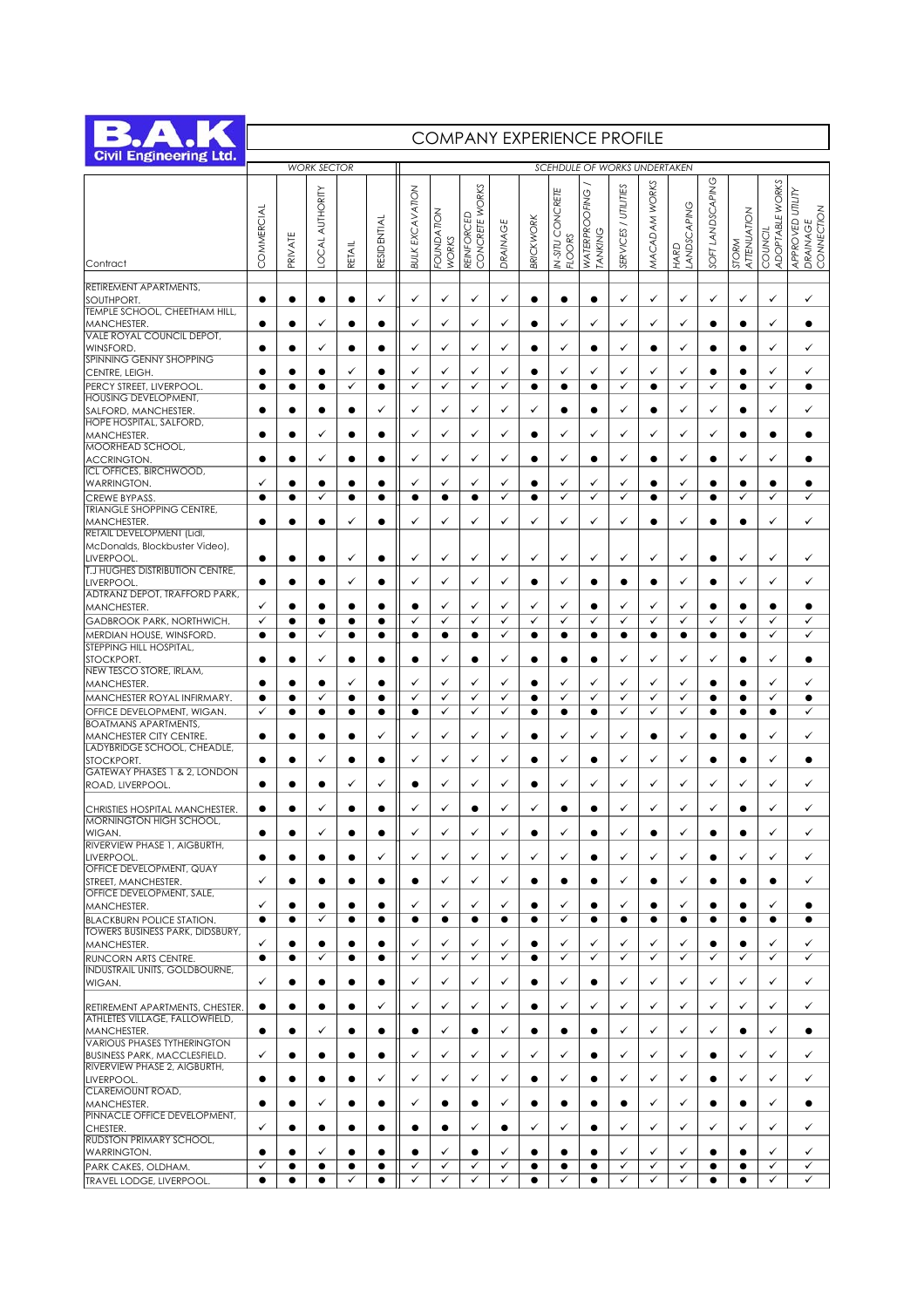# B.A.K Civil Engineering Ltd.

## COMPANY EXPERIENCE PROFILE

| Contract | WORK SECTOR | | | | | SCEHDULE OF WORKS UNDERTAKEN | | | | | | | | | | | | | | |
|---|---|---|---|---|---|---|---|---|---|---|---|---|---|---|---|---|---|---|---|---|
| | COMMERCIAL | PRIVATE | LOCAL AUTHORITY | RETAIL | RESIDENTIAL | BULK EXCAVATION | FOUNDATION WORKS | REINFORCED CONCRETE WORKS | DRAINAGE | BRICKWORK | IN-SITU CONCRETE FLOORS | WATERPROOFING / TANKING | SERVICES / UTILITIES | MACADAM WORKS | HARD LANDSCAPING | SOFT LANDSCAPING | STORM ATTENUATION | COUNCIL ADOPTABLE WORKS | APPROVED UTILITY DRAINAGE CONNECTION |
| RETIREMENT APARTMENTS, SOUTHPORT. | ● | ● | ● | ● | ✓ | ✓ | ✓ | ✓ | ✓ | ● | ● | ● | ✓ | ✓ | ✓ | ✓ | ✓ | ✓ | ✓ |
| TEMPLE SCHOOL, CHEETHAM HILL, MANCHESTER. | ● | ● | ✓ | ● | ● | ✓ | ✓ | ✓ | ✓ | ● | ✓ | ✓ | ✓ | ✓ | ✓ | ● | ● | ✓ | ● |
| VALE ROYAL COUNCIL DEPOT, WINSFORD. | ● | ● | ✓ | ● | ● | ✓ | ✓ | ✓ | ✓ | ● | ✓ | ● | ✓ | ● | ✓ | ● | ● | ✓ | ✓ |
| SPINNING GENNY SHOPPING CENTRE, LEIGH. | ● | ● | ● | ✓ | ● | ✓ | ✓ | ✓ | ✓ | ● | ✓ | ✓ | ✓ | ✓ | ✓ | ● | ● | ✓ | ✓ |
| PERCY STREET, LIVERPOOL. | ● | ● | ● | ✓ | ● | ✓ | ✓ | ✓ | ✓ | ● | ● | ● | ✓ | ● | ✓ | ✓ | ● | ✓ | ● |
| HOUSING DEVELOPMENT, SALFORD, MANCHESTER. | ● | ● | ● | ● | ✓ | ✓ | ✓ | ✓ | ✓ | ✓ | ● | ● | ✓ | ● | ✓ | ✓ | ● | ✓ | ✓ |
| HOPE HOSPITAL, SALFORD, MANCHESTER. | ● | ● | ✓ | ● | ● | ✓ | ✓ | ✓ | ✓ | ● | ✓ | ✓ | ✓ | ✓ | ✓ | ✓ | ● | ● | ● |
| MOORHEAD SCHOOL, ACCRINGTON. | ● | ● | ✓ | ● | ● | ✓ | ✓ | ✓ | ✓ | ● | ✓ | ● | ✓ | ● | ✓ | ● | ✓ | ✓ | ● |
| ICL OFFICES, BIRCHWOOD, WARRINGTON. | ✓ | ● | ● | ● | ● | ✓ | ✓ | ✓ | ✓ | ● | ✓ | ✓ | ✓ | ● | ✓ | ● | ● | ● | ● |
| CREWE BYPASS. | ● | ● | ✓ | ● | ● | ● | ● | ● | ✓ | ● | ✓ | ✓ | ✓ | ● | ✓ | ● | ✓ | ✓ | ✓ |
| TRIANGLE SHOPPING CENTRE, MANCHESTER. | ● | ● | ● | ✓ | ● | ✓ | ✓ | ✓ | ✓ | ✓ | ✓ | ✓ | ✓ | ● | ✓ | ● | ● | ✓ | ✓ |
| RETAIL DEVELOPMENT (Lidl, McDonalds, Blockbuster Video), LIVERPOOL. | ● | ● | ● | ✓ | ● | ✓ | ✓ | ✓ | ✓ | ✓ | ✓ | ✓ | ✓ | ✓ | ✓ | ● | ✓ | ✓ | ✓ |
| T.J HUGHES DISTRIBUTION CENTRE, LIVERPOOL. | ● | ● | ● | ✓ | ● | ✓ | ✓ | ✓ | ✓ | ● | ✓ | ● | ● | ● | ✓ | ● | ✓ | ✓ | ✓ |
| ADTRANZ DEPOT, TRAFFORD PARK, MANCHESTER. | ✓ | ● | ● | ● | ● | ● | ✓ | ✓ | ✓ | ✓ | ✓ | ● | ✓ | ✓ | ✓ | ● | ● | ● | ● |
| GADBROOK PARK, NORTHWICH. | ✓ | ● | ● | ● | ● | ✓ | ✓ | ✓ | ✓ | ✓ | ✓ | ✓ | ✓ | ✓ | ✓ | ✓ | ✓ | ✓ | ✓ |
| MERDIAN HOUSE, WINSFORD. | ● | ● | ✓ | ● | ● | ● | ● | ● | ✓ | ● | ● | ● | ● | ● | ● | ● | ● | ✓ | ✓ |
| STEPPING HILL HOSPITAL, STOCKPORT. | ● | ● | ✓ | ● | ● | ● | ✓ | ● | ✓ | ● | ● | ● | ✓ | ✓ | ✓ | ✓ | ● | ✓ | ● |
| NEW TESCO STORE, IRLAM, MANCHESTER. | ● | ● | ● | ✓ | ● | ✓ | ✓ | ✓ | ✓ | ● | ✓ | ✓ | ✓ | ✓ | ✓ | ● | ● | ✓ | ✓ |
| MANCHESTER ROYAL INFIRMARY. | ● | ● | ✓ | ● | ● | ✓ | ✓ | ✓ | ✓ | ● | ✓ | ✓ | ✓ | ✓ | ✓ | ● | ● | ✓ | ● |
| OFFICE DEVELOPMENT, WIGAN. | ✓ | ● | ● | ● | ● | ● | ✓ | ✓ | ✓ | ● | ● | ● | ✓ | ✓ | ✓ | ● | ● | ● | ✓ |
| BOATMANS APARTMENTS, MANCHESTER CITY CENTRE. | ● | ● | ● | ● | ✓ | ✓ | ✓ | ✓ | ✓ | ● | ✓ | ✓ | ✓ | ● | ✓ | ● | ● | ✓ | ✓ |
| LADYBRIDGE SCHOOL, CHEADLE, STOCKPORT. | ● | ● | ✓ | ● | ● | ✓ | ✓ | ✓ | ✓ | ● | ✓ | ● | ✓ | ✓ | ✓ | ● | ● | ✓ | ● |
| GATEWAY PHASES 1 & 2, LONDON ROAD, LIVERPOOL. | ● | ● | ● | ✓ | ✓ | ● | ✓ | ✓ | ✓ | ● | ✓ | ✓ | ✓ | ✓ | ✓ | ✓ | ✓ | ✓ | ✓ |
| CHRISTIES HOSPITAL MANCHESTER. | ● | ● | ✓ | ● | ● | ✓ | ✓ | ● | ✓ | ✓ | ● | ● | ✓ | ✓ | ✓ | ✓ | ● | ✓ | ✓ |
| MORNINGTON HIGH SCHOOL, WIGAN. | ● | ● | ✓ | ● | ● | ✓ | ✓ | ✓ | ✓ | ● | ✓ | ● | ✓ | ● | ✓ | ● | ● | ✓ | ✓ |
| RIVERVIEW PHASE 1, AIGBURTH, LIVERPOOL. | ● | ● | ● | ● | ✓ | ✓ | ✓ | ✓ | ✓ | ✓ | ✓ | ● | ✓ | ✓ | ✓ | ● | ✓ | ✓ | ✓ |
| OFFICE DEVELOPMENT, QUAY STREET, MANCHESTER. | ✓ | ● | ● | ● | ● | ● | ✓ | ✓ | ✓ | ● | ● | ● | ✓ | ● | ✓ | ● | ● | ● | ✓ |
| OFFICE DEVELOPMENT, SALE, MANCHESTER. | ✓ | ● | ● | ● | ● | ✓ | ✓ | ✓ | ✓ | ● | ✓ | ● | ✓ | ● | ✓ | ● | ● | ✓ | ● |
| BLACKBURN POLICE STATION. | ● | ● | ✓ | ● | ● | ● | ● | ● | ● | ● | ✓ | ● | ● | ● | ● | ● | ● | ● | ● |
| TOWERS BUSINESS PARK, DIDSBURY, MANCHESTER. | ✓ | ● | ● | ● | ● | ✓ | ✓ | ✓ | ✓ | ● | ✓ | ✓ | ✓ | ✓ | ✓ | ● | ● | ✓ | ✓ |
| RUNCORN ARTS CENTRE. | ● | ● | ✓ | ● | ● | ✓ | ✓ | ✓ | ✓ | ● | ✓ | ✓ | ✓ | ✓ | ✓ | ✓ | ✓ | ✓ | ✓ |
| INDUSTRAIL UNITS, GOLDBOURNE, WIGAN. | ✓ | ● | ● | ● | ● | ✓ | ✓ | ✓ | ✓ | ● | ✓ | ● | ✓ | ✓ | ✓ | ✓ | ✓ | ✓ | ✓ |
| RETIREMENT APARTMENTS, CHESTER. | ● | ● | ● | ● | ✓ | ✓ | ✓ | ✓ | ✓ | ● | ✓ | ✓ | ✓ | ✓ | ✓ | ✓ | ✓ | ✓ | ✓ |
| ATHLETES VILLAGE, FALLOWFIELD, MANCHESTER. | ● | ● | ✓ | ● | ● | ● | ✓ | ● | ✓ | ● | ● | ● | ✓ | ✓ | ✓ | ✓ | ● | ✓ | ● |
| VARIOUS PHASES TYTHERINGTON BUSINESS PARK, MACCLESFIELD. | ✓ | ● | ● | ● | ● | ✓ | ✓ | ✓ | ✓ | ✓ | ✓ | ● | ✓ | ✓ | ✓ | ● | ✓ | ✓ | ✓ |
| RIVERVIEW PHASE 2, AIGBURTH, LIVERPOOL. | ● | ● | ● | ● | ✓ | ✓ | ✓ | ✓ | ✓ | ● | ✓ | ● | ✓ | ✓ | ✓ | ● | ✓ | ✓ | ✓ |
| CLAREMOUNT ROAD, MANCHESTER. | ● | ● | ✓ | ● | ● | ✓ | ● | ● | ✓ | ● | ● | ● | ● | ✓ | ✓ | ● | ● | ✓ | ● |
| PINNACLE OFFICE DEVELOPMENT, CHESTER. | ✓ | ● | ● | ● | ● | ● | ● | ✓ | ● | ✓ | ✓ | ● | ✓ | ✓ | ✓ | ✓ | ✓ | ✓ | ✓ |
| RUDSTON PRIMARY SCHOOL, WARRINGTON. | ● | ● | ✓ | ● | ● | ● | ✓ | ● | ✓ | ● | ● | ● | ✓ | ✓ | ✓ | ● | ● | ✓ | ✓ |
| PARK CAKES, OLDHAM. | ✓ | ● | ● | ● | ● | ✓ | ✓ | ✓ | ✓ | ● | ● | ● | ✓ | ✓ | ✓ | ● | ● | ✓ | ✓ |
| TRAVEL LODGE, LIVERPOOL. | ● | ● | ● | ✓ | ● | ✓ | ✓ | ✓ | ✓ | ● | ✓ | ● | ✓ | ✓ | ✓ | ● | ● | ✓ | ✓ |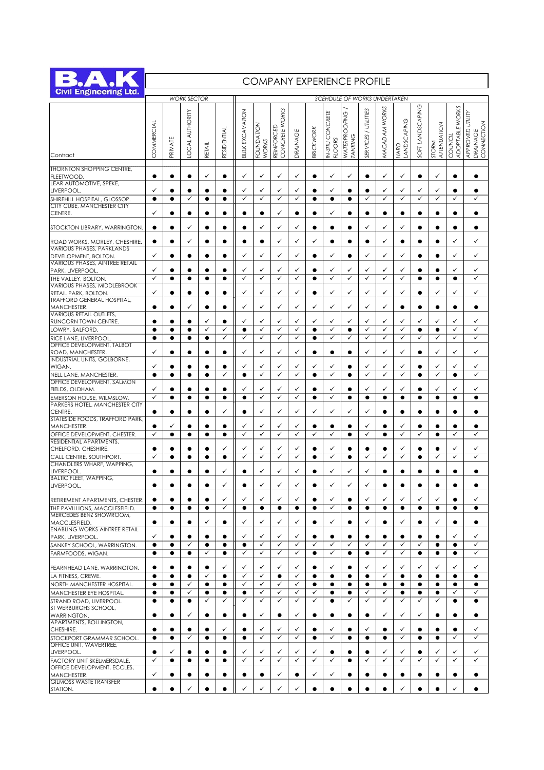**B.A.K Civil Engineering Ltd.**

# COMPANY EXPERIENCE PROFILE

| Contract | WORK SECTOR | | | | | SCEHDULE OF WORKS UNDERTAKEN | | | | | | | | | | | | | | |
|---|---|---|---|---|---|---|---|---|---|---|---|---|---|---|---|---|---|---|---|---|
| | COMMERCIAL | PRIVATE | LOCAL AUTHORITY | RETAIL | RESIDENTIAL | BULK EXCAVATION | FOUNDATION WORKS | REINFORCED CONCRETE WORKS | DRAINAGE | BRICKWORK | IN-SITU CONCRETE FLOORS | WATERPROOFING / TANKING | SERVICES / UTILITIES | MACADAM WORKS | HARD LANDSCAPING | SOFT LANDSCAPING | STORM ATTENUATION | COUNCIL ADOPTABLE WORKS | APPROVED UTILITY DRAINAGE CONNECTION |
| THORNTON SHOPPING CENTRE, FLEETWOOD. | ● | ● | ● | ✓ | ● | ✓ | ✓ | ✓ | ✓ | ● | ✓ | ✓ | ● | ✓ | ✓ | ● | ✓ | ● | ● |
| LEAR AUTOMOTIVE, SPEKE, LIVERPOOL. | ✓ | ● | ● | ● | ● | ✓ | ✓ | ✓ | ✓ | ● | ✓ | ● | ● | ✓ | ✓ | ✓ | ✓ | ● | ● |
| SHIREHILL HOSPITAL, GLOSSOP. | ● | ● | ✓ | ● | ● | ✓ | ✓ | ✓ | ✓ | ● | ● | ● | ✓ | ✓ | ✓ | ✓ | ✓ | ✓ | ✓ |
| CITY CUBE, MANCHESTER CITY CENTRE. | ✓ | ● | ● | ● | ● | ● | ● | ✓ | ● | ● | ✓ | ● | ● | ● | ● | ● | ● | ● | ● |
| STOCKTON LIBRARY, WARRINGTON. | ● | ● | ✓ | ● | ● | ● | ✓ | ✓ | ✓ | ● | ● | ● | ✓ | ✓ | ✓ | ● | ● | ● | ● |
| ROAD WORKS, MORLEY, CHESHIRE. | ● | ● | ✓ | ● | ● | ● | ● | ✓ | ✓ | ✓ | ● | ● | ● | ✓ | ● | ● | ● | ✓ | ✓ |
| VARIOUS PHASES, PARKLANDS DEVELOPMENT, BOLTON. | ✓ | ● | ● | ● | ● | ✓ | ✓ | ✓ | ✓ | ● | ✓ | ● | ✓ | ✓ | ✓ | ● | ● | ✓ | ✓ |
| VARIOUS PHASES, AINTREE RETAIL PARK, LIVERPOOL. | ✓ | ● | ● | ● | ● | ✓ | ✓ | ✓ | ✓ | ● | ✓ | ✓ | ✓ | ✓ | ✓ | ● | ● | ✓ | ✓ |
| THE VALLEY, BOLTON. | ✓ | ● | ● | ● | ● | ✓ | ✓ | ✓ | ✓ | ● | ✓ | ✓ | ✓ | ✓ | ✓ | ● | ● | ● | ✓ |
| VARIOUS PHASES, MIDDLEBROOK RETAIL PARK, BOLTON. | ✓ | ● | ● | ● | ● | ✓ | ✓ | ✓ | ✓ | ● | ✓ | ✓ | ✓ | ✓ | ✓ | ● | ✓ | ✓ | ✓ |
| TRAFFORD GENERAL HOSPITAL, MANCHESTER. | ● | ● | ✓ | ● | ● | ✓ | ✓ | ✓ | ✓ | ✓ | ✓ | ✓ | ✓ | ✓ | ● | ● | ● | ● | ● |
| VARIOUS RETAIL OUTLETS, RUNCORN TOWN CENTRE. | ● | ● | ● | ✓ | ● | ✓ | ✓ | ✓ | ✓ | ✓ | ✓ | ✓ | ✓ | ✓ | ✓ | ✓ | ✓ | ✓ | ✓ |
| LOWRY, SALFORD. | ● | ● | ● | ✓ | ✓ | ● | ✓ | ✓ | ✓ | ● | ✓ | ● | ✓ | ✓ | ✓ | ● | ● | ✓ | ✓ |
| RICE LANE, LIVERPOOL. | ● | ● | ● | ● | ✓ | ✓ | ✓ | ✓ | ✓ | ● | ✓ | ✓ | ✓ | ✓ | ✓ | ✓ | ✓ | ✓ | ✓ |
| OFFICE DEVELOPMENT, TALBOT ROAD, MANCHESTER. | ✓ | ● | ● | ● | ● | ✓ | ✓ | ✓ | ✓ | ● | ● | ● | ✓ | ✓ | ✓ | ● | ✓ | ✓ | ✓ |
| INDUSTRIAL UNITS, GOLBORNE, WIGAN. | ✓ | ● | ● | ● | ● | ✓ | ✓ | ✓ | ✓ | ✓ | ✓ | ● | ✓ | ✓ | ✓ | ● | ✓ | ✓ | ✓ |
| NELL LANE, MANCHESTER. | ● | ● | ● | ● | ✓ | ● | ✓ | ✓ | ✓ | ● | ✓ | ● | ✓ | ✓ | ✓ | ● | ✓ | ● | ✓ |
| OFFICE DEVELOPMENT, SALMON FIELDS, OLDHAM. | ✓ | ● | ● | ● | ● | ✓ | ✓ | ✓ | ✓ | ● | ✓ | ● | ✓ | ✓ | ✓ | ● | ✓ | ✓ | ✓ |
| EMERSON HOUSE, WILMSLOW. | ✓ | ● | ● | ● | ● | ● | ✓ | ✓ | ✓ | ● | ✓ | ● | ● | ● | ● | ● | ● | ● | ● |
| PARKERS HOTEL, MANCHESTER CITY CENTRE. | ● | ● | ● | ● | ✓ | ● | ✓ | ✓ | ✓ | ✓ | ✓ | ✓ | ✓ | ● | ● | ● | ● | ● | ● |
| STATESIDE FOODS, TRAFFORD PARK, MANCHESTER. | ● | ✓ | ● | ● | ● | ✓ | ✓ | ✓ | ✓ | ● | ● | ● | ✓ | ● | ✓ | ● | ● | ● | ● |
| OFFICE DEVELOPMENT, CHESTER. | ✓ | ● | ● | ● | ● | ✓ | ✓ | ✓ | ✓ | ✓ | ✓ | ● | ✓ | ● | ✓ | ✓ | ● | ✓ | ✓ |
| RESIDENTIAL APARTMENTS, CHELFORD, CHESHIRE. | ● | ● | ● | ● | ✓ | ✓ | ✓ | ✓ | ✓ | ● | ✓ | ● | ● | ● | ✓ | ● | ● | ✓ | ✓ |
| CALL CENTRE, SOUTHPORT. | ✓ | ● | ● | ● | ● | ✓ | ✓ | ✓ | ✓ | ● | ✓ | ● | ✓ | ✓ | ✓ | ● | ✓ | ✓ | ✓ |
| CHANDLERS WHARF, WAPPING, LIVERPOOL. | ● | ● | ● | ● | ✓ | ● | ✓ | ✓ | ✓ | ● | ✓ | ✓ | ✓ | ● | ● | ● | ● | ● | ● |
| BALTIC FLEET, WAPPING, LIVERPOOL. | ● | ● | ● | ● | ✓ | ● | ✓ | ✓ | ✓ | ● | ✓ | ✓ | ✓ | ● | ● | ● | ● | ● | ● |
| RETIREMENT APARTMENTS, CHESTER. | ● | ● | ● | ● | ✓ | ✓ | ✓ | ✓ | ✓ | ● | ✓ | ● | ✓ | ✓ | ✓ | ✓ | ✓ | ● | ✓ |
| THE PAVILLIONS, MACCLESFIELD. | ● | ● | ● | ● | ✓ | ● | ● | ● | ● | ● | ✓ | ● | ● | ● | ● | ● | ● | ● | ● |
| MERCEDES BENZ SHOWROOM, MACCLESFIELD. | ● | ● | ● | ✓ | ● | ✓ | ✓ | ✓ | ✓ | ● | ✓ | ● | ✓ | ● | ✓ | ● | ✓ | ● | ● |
| ENABLING WORKS AINTREE RETAIL PARK, LIVERPOOL. | ✓ | ● | ● | ● | ● | ✓ | ✓ | ✓ | ✓ | ● | ● | ● | ● | ● | ● | ● | ● | ✓ | ✓ |
| SANKEY SCHOOL, WARRINGTON. | ● | ● | ✓ | ● | ● | ● | ✓ | ✓ | ✓ | ✓ | ✓ | ✓ | ✓ | ✓ | ✓ | ✓ | ● | ● | ✓ |
| FARMFOODS, WIGAN. | ● | ● | ● | ✓ | ● | ✓ | ✓ | ✓ | ✓ | ● | ✓ | ● | ● | ✓ | ✓ | ● | ● | ● | ✓ |
| FEARNHEAD LANE, WARRINGTON. | ● | ● | ● | ● | ✓ | ✓ | ✓ | ✓ | ✓ | ● | ✓ | ● | ✓ | ✓ | ✓ | ✓ | ✓ | ✓ | ✓ |
| LA FITNESS, CREWE. | ● | ● | ● | ✓ | ● | ✓ | ✓ | ● | ✓ | ● | ● | ● | ● | ✓ | ● | ● | ● | ● | ● |
| NORTH MANCHESTER HOSPITAL. | ● | ● | ✓ | ● | ● | ✓ | ✓ | ✓ | ✓ | ● | ● | ● | ● | ● | ● | ● | ● | ● | ● |
| MANCHESTER EYE HOSPITAL. | ● | ● | ✓ | ● | ● | ● | ✓ | ✓ | ✓ | ✓ | ● | ● | ✓ | ✓ | ● | ● | ● | ✓ | ✓ |
| STRAND ROAD, LIVERPOOL. | ● | ● | ● | ✓ | ✓ | ✓ | ✓ | ✓ | ✓ | ✓ | ● | ✓ | ✓ | ✓ | ✓ | ✓ | ✓ | ● | ● |
| ST WERBURGHS SCHOOL, WARRINGTON. | ● | ● | ✓ | ● | ● | ● | ✓ | ● | ✓ | ● | ● | ● | ● | ✓ | ✓ | ✓ | ● | ● | ● |
| APARTMENTS, BOLLINGTON, CHESHIRE. | ● | ● | ● | ● | ✓ | ● | ✓ | ✓ | ✓ | ● | ✓ | ● | ✓ | ● | ✓ | ● | ● | ● | ✓ |
| STOCKPORT GRAMMAR SCHOOL. | ● | ● | ✓ | ● | ● | ● | ✓ | ✓ | ✓ | ● | ✓ | ● | ● | ● | ✓ | ● | ● | ✓ | ✓ |
| OFFICE UNIT, WAVERTREE, LIVERPOOL. | ● | ✓ | ● | ● | ● | ✓ | ✓ | ✓ | ✓ | ✓ | ● | ● | ● | ✓ | ✓ | ● | ✓ | ✓ | ✓ |
| FACTORY UNIT SKELMERSDALE. | ✓ | ● | ● | ● | ● | ✓ | ✓ | ✓ | ✓ | ✓ | ✓ | ● | ✓ | ✓ | ✓ | ✓ | ✓ | ✓ | ✓ |
| OFFICE DEVELOPMENT, ECCLES, MANCHESTER. | ✓ | ● | ● | ● | ● | ● | ● | ✓ | ● | ✓ | ✓ | ● | ● | ● | ● | ● | ● | ● | ● |
| GILMOSS WASTE TRANSFER STATION. | ● | ● | ✓ | ● | ● | ✓ | ✓ | ✓ | ✓ | ● | ● | ● | ● | ● | ✓ | ● | ● | ✓ | ● |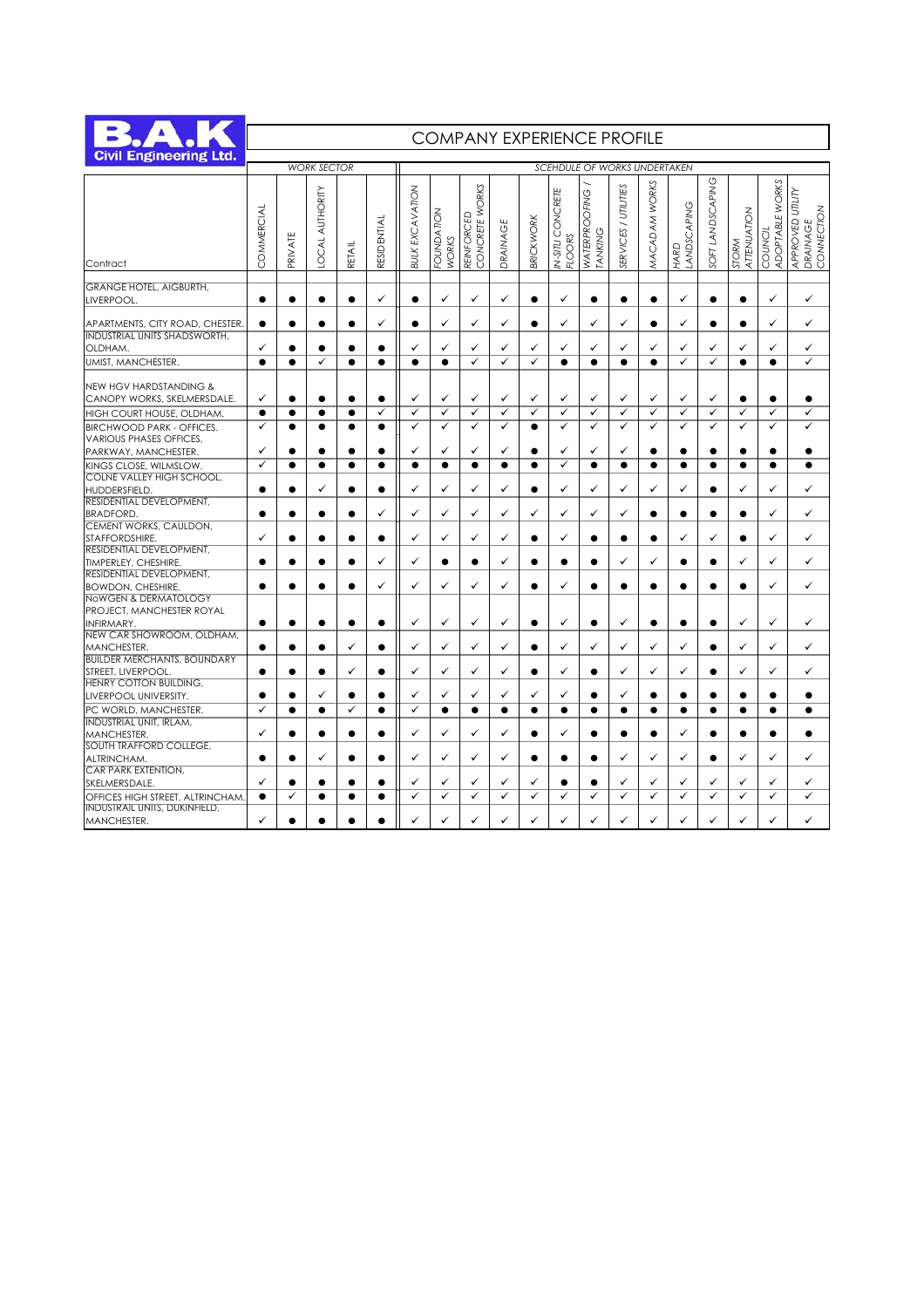# B.A.K Civil Engineering Ltd.

## COMPANY EXPERIENCE PROFILE

| Contract | WORK SECTOR | | | | | SCEHDULE OF WORKS UNDERTAKEN | | | | | | | | | | | | | | |
|---|---|---|---|---|---|---|---|---|---|---|---|---|---|---|---|---|---|---|---|---|
| | COMMERCIAL | PRIVATE | LOCAL AUTHORITY | RETAIL | RESIDENTIAL | BULK EXCAVATION | FOUNDATION WORKS | REINFORCED CONCRETE WORKS | DRAINAGE | BRICKWORK | IN-SITU CONCRETE FLOORS | WATERPROOFING / TANKING | SERVICES / UTILITIES | MACADAM WORKS | HARD LANDSCAPING | SOFT LANDSCAPING | STORM ATTENUATION | COUNCIL ADOPTABLE WORKS | APPROVED UTILITY DRAINAGE CONNECTION |
| GRANGE HOTEL, AIGBURTH, LIVERPOOL. | ● | ● | ● | ● | ✓ | ● | ✓ | ✓ | ✓ | ● | ✓ | ● | ● | ● | ✓ | ● | ● | ✓ | ✓ |
| APARTMENTS, CITY ROAD, CHESTER. | ● | ● | ● | ● | ✓ | ● | ✓ | ✓ | ✓ | ● | ✓ | ✓ | ✓ | ● | ✓ | ● | ● | ✓ | ✓ |
| INDUSTRIAL UNITS SHADSWORTH, OLDHAM. | ✓ | ● | ● | ● | ● | ✓ | ✓ | ✓ | ✓ | ✓ | ✓ | ✓ | ✓ | ✓ | ✓ | ✓ | ✓ | ✓ | ✓ |
| UMIST, MANCHESTER. | ● | ● | ✓ | ● | ● | ● | ● | ✓ | ✓ | ✓ | ● | ● | ● | ● | ✓ | ✓ | ● | ● | ✓ |
| NEW HGV HARDSTANDING & CANOPY WORKS, SKELMERSDALE. | ✓ | ● | ● | ● | ● | ✓ | ✓ | ✓ | ✓ | ✓ | ✓ | ✓ | ✓ | ✓ | ✓ | ✓ | ● | ● | ● |
| HIGH COURT HOUSE, OLDHAM. | ● | ● | ● | ● | ✓ | ✓ | ✓ | ✓ | ✓ | ✓ | ✓ | ✓ | ✓ | ✓ | ✓ | ✓ | ✓ | ✓ | ✓ |
| BIRCHWOOD PARK - OFFICES. | ✓ | ● | ● | ● | ● | ✓ | ✓ | ✓ | ✓ | ● | ✓ | ✓ | ✓ | ✓ | ✓ | ✓ | ✓ | ✓ | ✓ |
| VARIOUS PHASES OFFICES, PARKWAY, MANCHESTER. | ✓ | ● | ● | ● | ● | ✓ | ✓ | ✓ | ✓ | ● | ✓ | ✓ | ✓ | ● | ● | ● | ● | ● | ● |
| KINGS CLOSE, WILMSLOW. | ✓ | ● | ● | ● | ● | ● | ● | ● | ● | ● | ✓ | ● | ● | ● | ● | ● | ● | ● | ● |
| COLNE VALLEY HIGH SCHOOL, HUDDERSFIELD. | ● | ● | ✓ | ● | ● | ✓ | ✓ | ✓ | ✓ | ● | ✓ | ✓ | ✓ | ✓ | ✓ | ● | ✓ | ✓ | ✓ |
| RESIDENTIAL DEVELOPMENT, BRADFORD. | ● | ● | ● | ● | ✓ | ✓ | ✓ | ✓ | ✓ | ✓ | ✓ | ✓ | ✓ | ● | ● | ● | ● | ✓ | ✓ |
| CEMENT WORKS, CAULDON, STAFFORDSHIRE. | ✓ | ● | ● | ● | ● | ✓ | ✓ | ✓ | ✓ | ● | ✓ | ● | ● | ● | ✓ | ✓ | ● | ✓ | ✓ |
| RESIDENTIAL DEVELOPMENT, TIMPERLEY, CHESHIRE. | ● | ● | ● | ● | ✓ | ✓ | ● | ● | ✓ | ● | ● | ● | ✓ | ✓ | ● | ● | ✓ | ✓ | ✓ |
| RESIDENTIAL DEVELOPMENT, BOWDON, CHESHIRE. | ● | ● | ● | ● | ✓ | ✓ | ✓ | ✓ | ✓ | ● | ✓ | ● | ● | ● | ● | ● | ● | ✓ | ✓ |
| NoWGEN & DERMATOLOGY PROJECT, MANCHESTER ROYAL INFIRMARY. | ● | ● | ● | ● | ● | ✓ | ✓ | ✓ | ✓ | ● | ✓ | ● | ✓ | ● | ● | ● | ✓ | ✓ | ✓ |
| NEW CAR SHOWROOM, OLDHAM, MANCHESTER. | ● | ● | ● | ✓ | ● | ✓ | ✓ | ✓ | ✓ | ● | ✓ | ✓ | ✓ | ✓ | ✓ | ● | ✓ | ✓ | ✓ |
| BUILDER MERCHANTS, BOUNDARY STREET, LIVERPOOL. | ● | ● | ● | ✓ | ● | ✓ | ✓ | ✓ | ✓ | ● | ✓ | ● | ✓ | ✓ | ✓ | ● | ✓ | ✓ | ✓ |
| HENRY COTTON BUILDING, LIVERPOOL UNIVERSITY. | ● | ● | ✓ | ● | ● | ✓ | ✓ | ✓ | ✓ | ✓ | ✓ | ● | ✓ | ● | ● | ● | ● | ● | ● |
| PC WORLD, MANCHESTER. | ✓ | ● | ● | ✓ | ● | ✓ | ● | ● | ● | ● | ● | ● | ● | ● | ● | ● | ● | ● | ● |
| INDUSTRIAL UNIT, IRLAM, MANCHESTER. | ✓ | ● | ● | ● | ● | ✓ | ✓ | ✓ | ✓ | ● | ✓ | ● | ● | ● | ✓ | ● | ● | ● | ● |
| SOUTH TRAFFORD COLLEGE, ALTRINCHAM. | ● | ● | ✓ | ● | ● | ✓ | ✓ | ✓ | ✓ | ● | ● | ● | ✓ | ✓ | ✓ | ● | ✓ | ✓ | ✓ |
| CAR PARK EXTENTION, SKELMERSDALE. | ✓ | ● | ● | ● | ● | ✓ | ✓ | ✓ | ✓ | ✓ | ● | ● | ✓ | ✓ | ✓ | ✓ | ✓ | ✓ | ✓ |
| OFFICES HIGH STREET, ALTRINCHAM. | ● | ✓ | ● | ● | ● | ✓ | ✓ | ✓ | ✓ | ✓ | ✓ | ✓ | ✓ | ✓ | ✓ | ✓ | ✓ | ✓ | ✓ |
| INDUSTRAIL UNITS, DUKINFIELD, MANCHESTER. | ✓ | ● | ● | ● | ● | ✓ | ✓ | ✓ | ✓ | ✓ | ✓ | ✓ | ✓ | ✓ | ✓ | ✓ | ✓ | ✓ | ✓ |